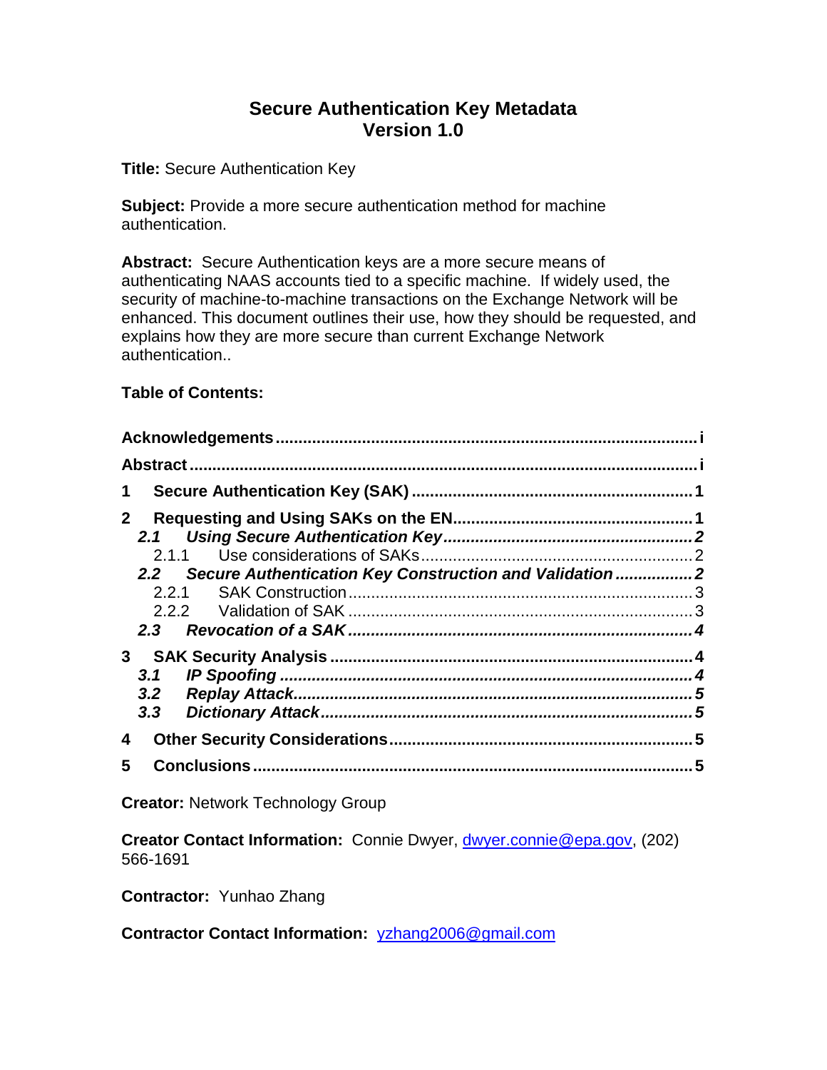# Secure Authentication Key Metadata
# Version 1.0

**Title:** Secure Authentication Key

**Subject:** Provide a more secure authentication method for machine authentication.

**Abstract:** Secure Authentication keys are a more secure means of authenticating NAAS accounts tied to a specific machine. If widely used, the security of machine-to-machine transactions on the Exchange Network will be enhanced. This document outlines their use, how they should be requested, and explains how they are more secure than current Exchange Network authentication..

**Table of Contents:**

**Acknowledgements** ........ **i**

**Abstract** ........ **i**

**1 Secure Authentication Key (SAK)** ........ **1**

**2 Requesting and Using SAKs on the EN** ........ **1**

***2.1 Using Secure Authentication Key*** ........ ***2***

2.1.1 Use considerations of SAKs ........ 2

***2.2 Secure Authentication Key Construction and Validation*** ........ ***2***

2.2.1 SAK Construction ........ 3

2.2.2 Validation of SAK ........ 3

***2.3 Revocation of a SAK*** ........ ***4***

**3 SAK Security Analysis** ........ **4**

***3.1 IP Spoofing*** ........ ***4***

***3.2 Replay Attack*** ........ ***5***

***3.3 Dictionary Attack*** ........ ***5***

**4 Other Security Considerations** ........ **5**

**5 Conclusions** ........ **5**

**Creator:** Network Technology Group

**Creator Contact Information:** Connie Dwyer, dwyer.connie@epa.gov, (202) 566-1691

**Contractor:** Yunhao Zhang

**Contractor Contact Information:** yzhang2006@gmail.com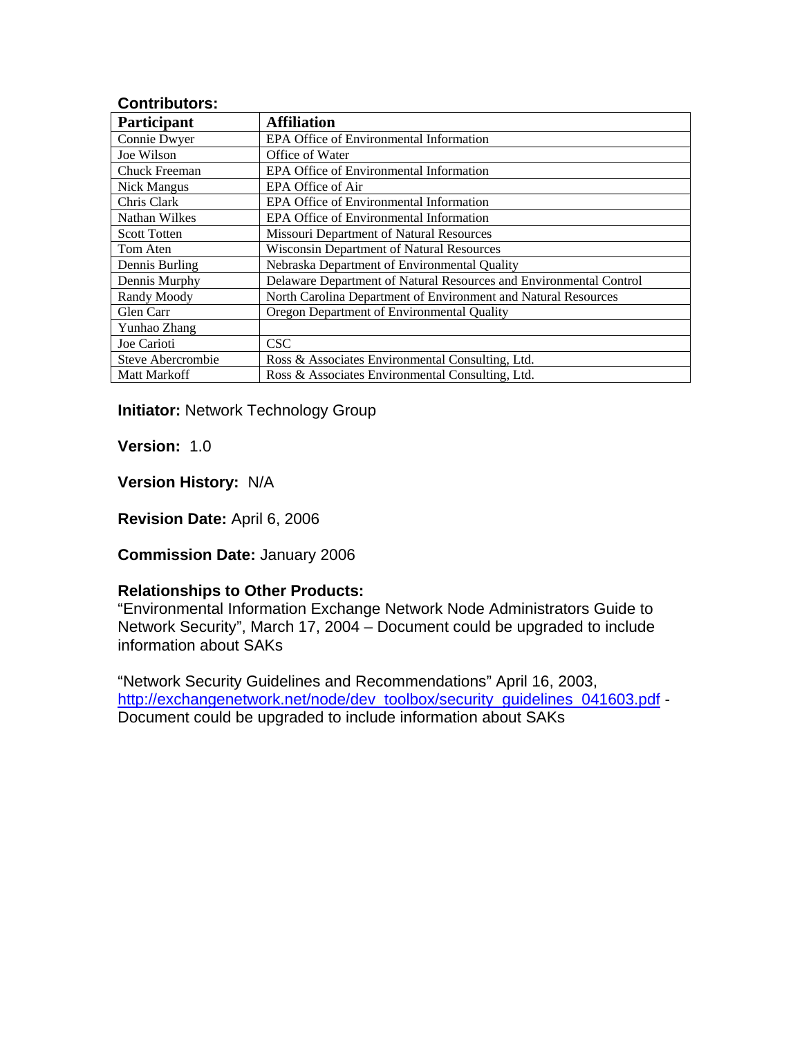**Contributors:**

| Participant | Affiliation |
| --- | --- |
| Connie Dwyer | EPA Office of Environmental Information |
| Joe Wilson | Office of Water |
| Chuck Freeman | EPA Office of Environmental Information |
| Nick Mangus | EPA Office of Air |
| Chris Clark | EPA Office of Environmental Information |
| Nathan Wilkes | EPA Office of Environmental Information |
| Scott Totten | Missouri Department of Natural Resources |
| Tom Aten | Wisconsin Department of Natural Resources |
| Dennis Burling | Nebraska Department of Environmental Quality |
| Dennis Murphy | Delaware Department of Natural Resources and Environmental Control |
| Randy Moody | North Carolina Department of Environment and Natural Resources |
| Glen Carr | Oregon Department of Environmental Quality |
| Yunhao Zhang | |
| Joe Carioti | CSC |
| Steve Abercrombie | Ross & Associates Environmental Consulting, Ltd. |
| Matt Markoff | Ross & Associates Environmental Consulting, Ltd. |

**Initiator:** Network Technology Group

**Version:** 1.0

**Version History:** N/A

**Revision Date:** April 6, 2006

**Commission Date:** January 2006

**Relationships to Other Products:**

"Environmental Information Exchange Network Node Administrators Guide to Network Security", March 17, 2004 – Document could be upgraded to include information about SAKs

"Network Security Guidelines and Recommendations" April 16, 2003, http://exchangenetwork.net/node/dev_toolbox/security_guidelines_041603.pdf - Document could be upgraded to include information about SAKs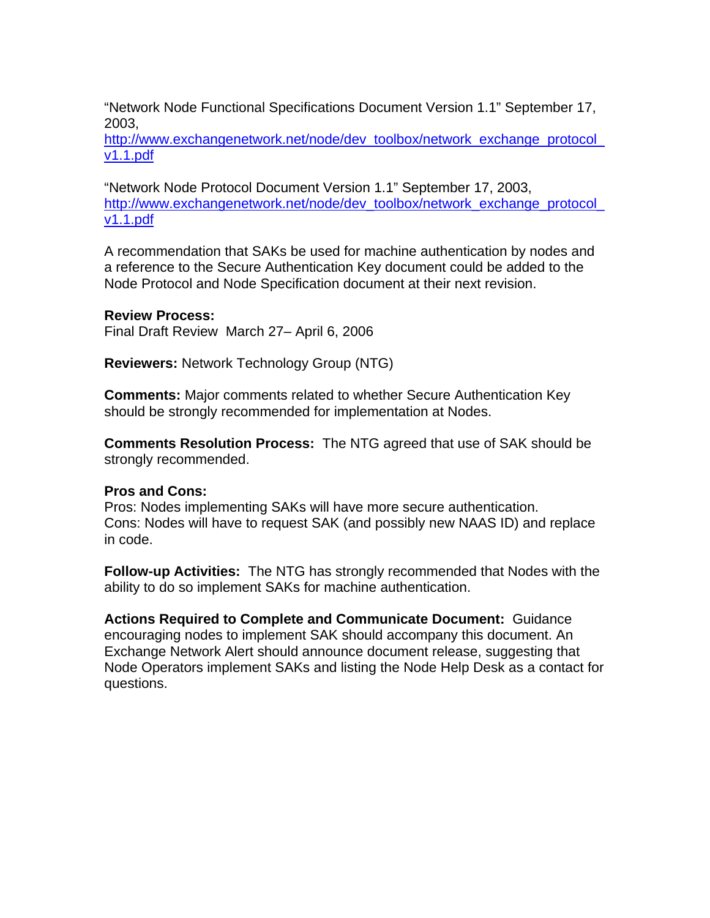"Network Node Functional Specifications Document Version 1.1" September 17, 2003,
http://www.exchangenetwork.net/node/dev_toolbox/network_exchange_protocol_v1.1.pdf

"Network Node Protocol Document Version 1.1" September 17, 2003,
http://www.exchangenetwork.net/node/dev_toolbox/network_exchange_protocol_v1.1.pdf

A recommendation that SAKs be used for machine authentication by nodes and a reference to the Secure Authentication Key document could be added to the Node Protocol and Node Specification document at their next revision.

**Review Process:**
Final Draft Review March 27– April 6, 2006

**Reviewers:** Network Technology Group (NTG)

**Comments:** Major comments related to whether Secure Authentication Key should be strongly recommended for implementation at Nodes.

**Comments Resolution Process:** The NTG agreed that use of SAK should be strongly recommended.

**Pros and Cons:**
Pros: Nodes implementing SAKs will have more secure authentication.
Cons: Nodes will have to request SAK (and possibly new NAAS ID) and replace in code.

**Follow-up Activities:** The NTG has strongly recommended that Nodes with the ability to do so implement SAKs for machine authentication.

**Actions Required to Complete and Communicate Document:** Guidance encouraging nodes to implement SAK should accompany this document. An Exchange Network Alert should announce document release, suggesting that Node Operators implement SAKs and listing the Node Help Desk as a contact for questions.